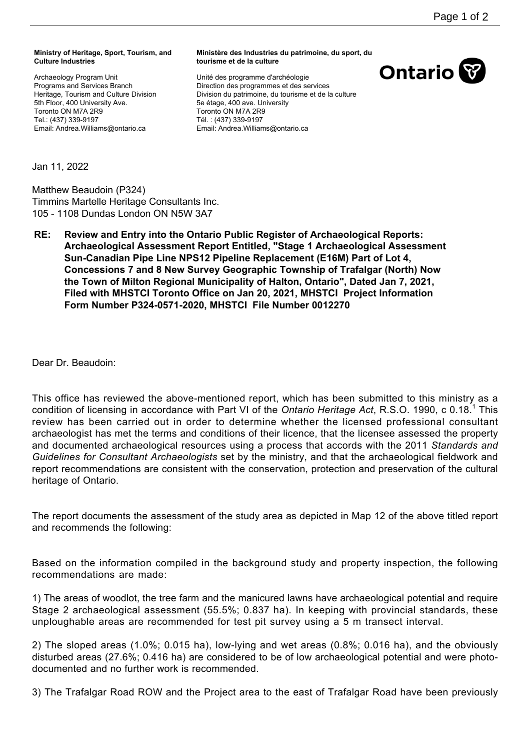**Ministry of Heritage, Sport, Tourism, and Culture Industries**

Archaeology Program Unit
Programs and Services Branch
Heritage, Tourism and Culture Division
5th Floor, 400 University Ave.
Toronto ON M7A 2R9
Tel.: (437) 339-9197
Email: Andrea.Williams@ontario.ca

**Ministère des Industries du patrimoine, du sport, du tourisme et de la culture**

Unité des programme d'archéologie
Direction des programmes et des services
Division du patrimoine, du tourisme et de la culture
5e étage, 400 ave. University
Toronto ON M7A 2R9
Tél. : (437) 339-9197
Email: Andrea.Williams@ontario.ca

Ontario

Jan 11, 2022

Matthew Beaudoin (P324)
Timmins Martelle Heritage Consultants Inc.
105 - 1108 Dundas London ON N5W 3A7

**RE: Review and Entry into the Ontario Public Register of Archaeological Reports: Archaeological Assessment Report Entitled, "Stage 1 Archaeological Assessment Sun-Canadian Pipe Line NPS12 Pipeline Replacement (E16M) Part of Lot 4, Concessions 7 and 8 New Survey Geographic Township of Trafalgar (North) Now the Town of Milton Regional Municipality of Halton, Ontario", Dated Jan 7, 2021, Filed with MHSTCI Toronto Office on Jan 20, 2021, MHSTCI Project Information Form Number P324-0571-2020, MHSTCI File Number 0012270**

Dear Dr. Beaudoin:

This office has reviewed the above-mentioned report, which has been submitted to this ministry as a condition of licensing in accordance with Part VI of the *Ontario Heritage Act*, R.S.O. 1990, c 0.18.[1] This review has been carried out in order to determine whether the licensed professional consultant archaeologist has met the terms and conditions of their licence, that the licensee assessed the property and documented archaeological resources using a process that accords with the 2011 *Standards and Guidelines for Consultant Archaeologists* set by the ministry, and that the archaeological fieldwork and report recommendations are consistent with the conservation, protection and preservation of the cultural heritage of Ontario.

The report documents the assessment of the study area as depicted in Map 12 of the above titled report and recommends the following:

Based on the information compiled in the background study and property inspection, the following recommendations are made:

1) The areas of woodlot, the tree farm and the manicured lawns have archaeological potential and require Stage 2 archaeological assessment (55.5%; 0.837 ha). In keeping with provincial standards, these unploughable areas are recommended for test pit survey using a 5 m transect interval.

2) The sloped areas (1.0%; 0.015 ha), low-lying and wet areas (0.8%; 0.016 ha), and the obviously disturbed areas (27.6%; 0.416 ha) are considered to be of low archaeological potential and were photo-documented and no further work is recommended.

3) The Trafalgar Road ROW and the Project area to the east of Trafalgar Road have been previously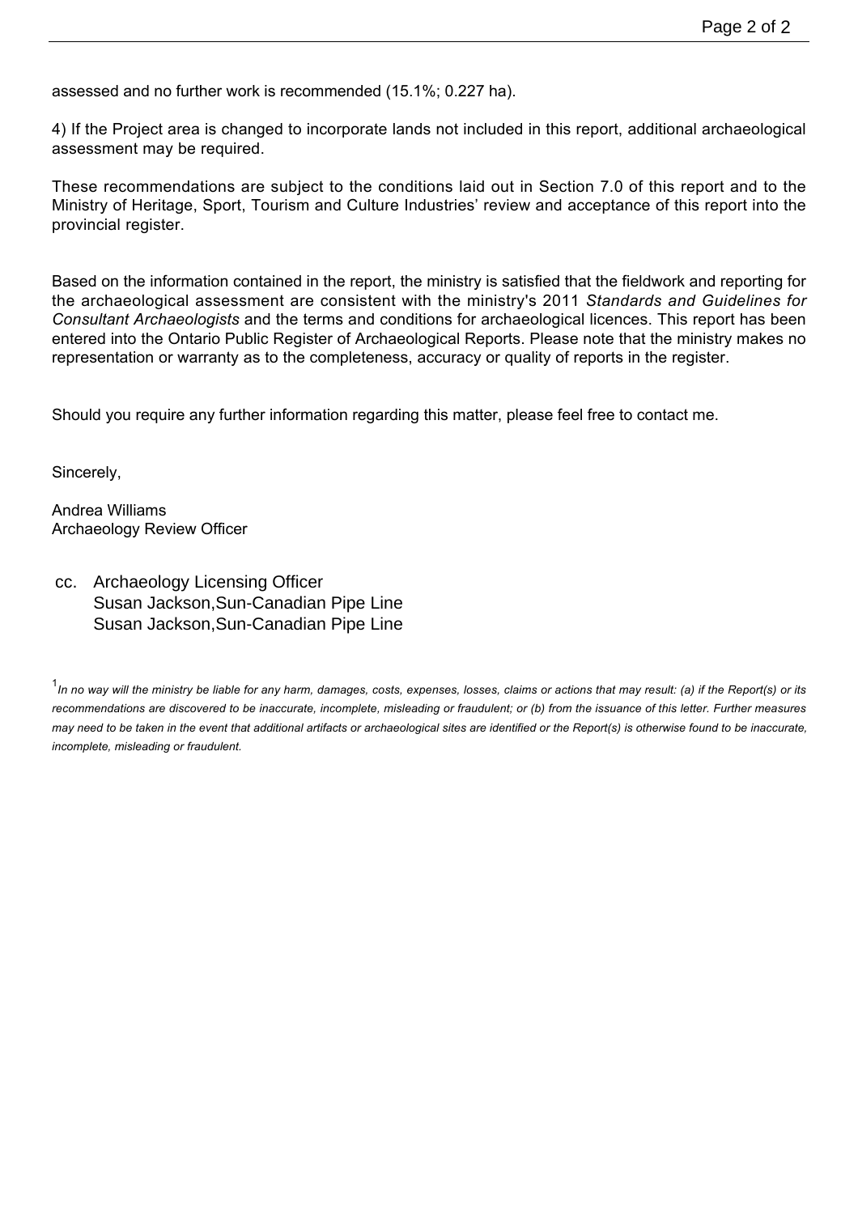assessed and no further work is recommended (15.1%; 0.227 ha).

4) If the Project area is changed to incorporate lands not included in this report, additional archaeological assessment may be required.

These recommendations are subject to the conditions laid out in Section 7.0 of this report and to the Ministry of Heritage, Sport, Tourism and Culture Industries' review and acceptance of this report into the provincial register.

Based on the information contained in the report, the ministry is satisfied that the fieldwork and reporting for the archaeological assessment are consistent with the ministry's 2011 *Standards and Guidelines for Consultant Archaeologists* and the terms and conditions for archaeological licences. This report has been entered into the Ontario Public Register of Archaeological Reports. Please note that the ministry makes no representation or warranty as to the completeness, accuracy or quality of reports in the register.

Should you require any further information regarding this matter, please feel free to contact me.

Sincerely,

Andrea Williams
Archaeology Review Officer

cc. Archaeology Licensing Officer
Susan Jackson,Sun-Canadian Pipe Line
Susan Jackson,Sun-Canadian Pipe Line

[1] *In no way will the ministry be liable for any harm, damages, costs, expenses, losses, claims or actions that may result: (a) if the Report(s) or its recommendations are discovered to be inaccurate, incomplete, misleading or fraudulent; or (b) from the issuance of this letter. Further measures may need to be taken in the event that additional artifacts or archaeological sites are identified or the Report(s) is otherwise found to be inaccurate, incomplete, misleading or fraudulent.*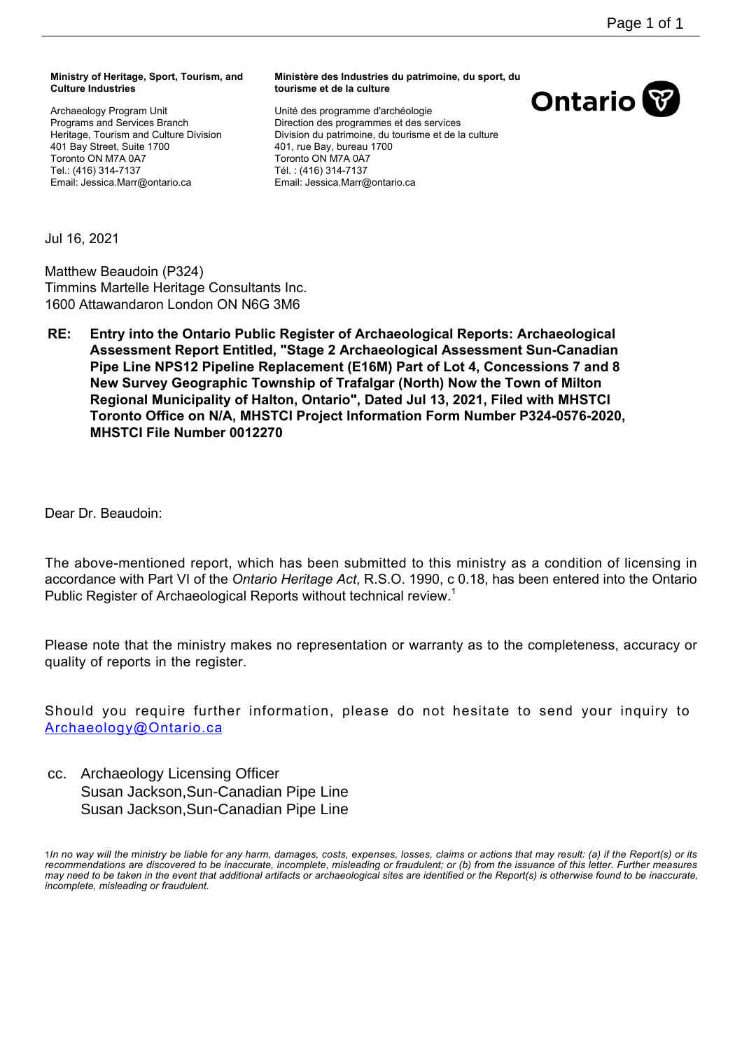**Ministry of Heritage, Sport, Tourism, and Culture Industries**

Archaeology Program Unit
Programs and Services Branch
Heritage, Tourism and Culture Division
401 Bay Street, Suite 1700
Toronto ON M7A 0A7
Tel.: (416) 314-7137
Email: Jessica.Marr@ontario.ca

**Ministère des Industries du patrimoine, du sport, du tourisme et de la culture**

Unité des programme d'archéologie
Direction des programmes et des services
Division du patrimoine, du tourisme et de la culture
401, rue Bay, bureau 1700
Toronto ON M7A 0A7
Tél. : (416) 314-7137
Email: Jessica.Marr@ontario.ca

Ontario

Jul 16, 2021

Matthew Beaudoin (P324)
Timmins Martelle Heritage Consultants Inc.
1600 Attawandaron London ON N6G 3M6

**RE: Entry into the Ontario Public Register of Archaeological Reports: Archaeological Assessment Report Entitled, "Stage 2 Archaeological Assessment Sun-Canadian Pipe Line NPS12 Pipeline Replacement (E16M) Part of Lot 4, Concessions 7 and 8 New Survey Geographic Township of Trafalgar (North) Now the Town of Milton Regional Municipality of Halton, Ontario", Dated Jul 13, 2021, Filed with MHSTCI Toronto Office on N/A, MHSTCI Project Information Form Number P324-0576-2020, MHSTCI File Number 0012270**

Dear Dr. Beaudoin:

The above-mentioned report, which has been submitted to this ministry as a condition of licensing in accordance with Part VI of the *Ontario Heritage Act*, R.S.O. 1990, c 0.18, has been entered into the Ontario Public Register of Archaeological Reports without technical review.[1]

Please note that the ministry makes no representation or warranty as to the completeness, accuracy or quality of reports in the register.

Should you require further information, please do not hesitate to send your inquiry to Archaeology@Ontario.ca

cc. Archaeology Licensing Officer
Susan Jackson,Sun-Canadian Pipe Line
Susan Jackson,Sun-Canadian Pipe Line

[1] *In no way will the ministry be liable for any harm, damages, costs, expenses, losses, claims or actions that may result: (a) if the Report(s) or its recommendations are discovered to be inaccurate, incomplete, misleading or fraudulent; or (b) from the issuance of this letter. Further measures may need to be taken in the event that additional artifacts or archaeological sites are identified or the Report(s) is otherwise found to be inaccurate, incomplete, misleading or fraudulent.*